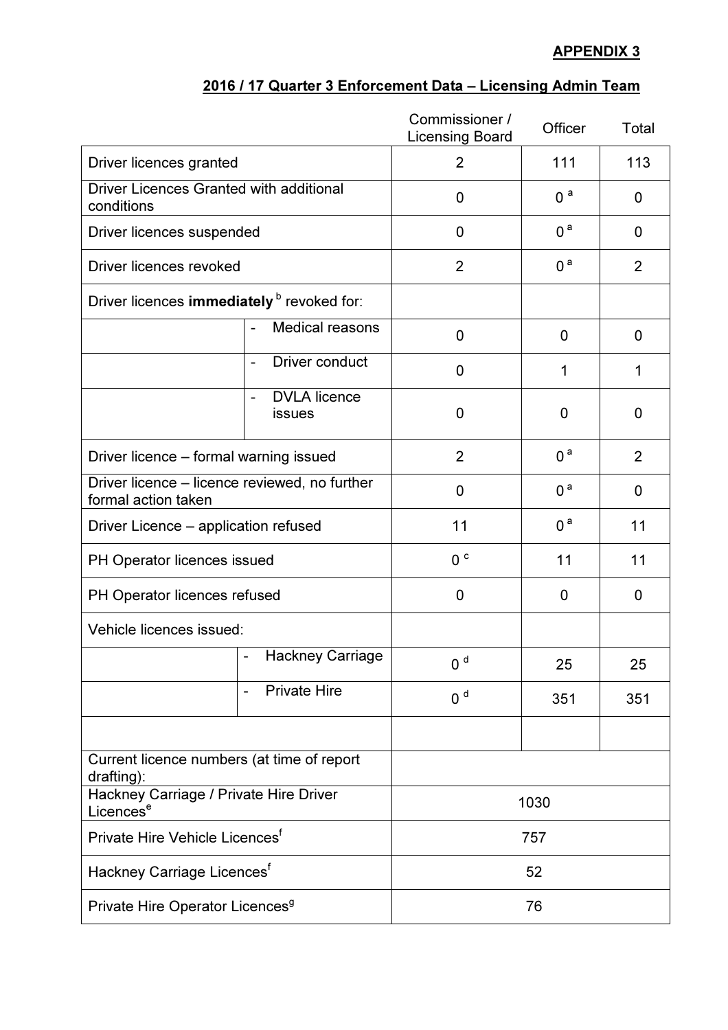**APPENDIX 3**

## 2016 / 17 Quarter 3 Enforcement Data – Licensing Admin Team

| | Commissioner / Licensing Board | Officer | Total |
|---|---|---|---|
| Driver licences granted | 2 | 111 | 113 |
| Driver Licences Granted with additional conditions | 0 | 0 [a] | 0 |
| Driver licences suspended | 0 | 0 [a] | 0 |
| Driver licences revoked | 2 | 0 [a] | 2 |
| Driver licences **immediately** [b] revoked for: | | | |
| - Medical reasons | 0 | 0 | 0 |
| - Driver conduct | 0 | 1 | 1 |
| - DVLA licence issues | 0 | 0 | 0 |
| Driver licence – formal warning issued | 2 | 0 [a] | 2 |
| Driver licence – licence reviewed, no further formal action taken | 0 | 0 [a] | 0 |
| Driver Licence – application refused | 11 | 0 [a] | 11 |
| PH Operator licences issued | 0 [c] | 11 | 11 |
| PH Operator licences refused | 0 | 0 | 0 |
| Vehicle licences issued: | | | |
| - Hackney Carriage | 0 [d] | 25 | 25 |
| - Private Hire | 0 [d] | 351 | 351 |
| | | | |
| Current licence numbers (at time of report drafting): | | | |
| Hackney Carriage / Private Hire Driver Licences[e] | 1030 | | |
| Private Hire Vehicle Licences[f] | 757 | | |
| Hackney Carriage Licences[f] | 52 | | |
| Private Hire Operator Licences[g] | 76 | | |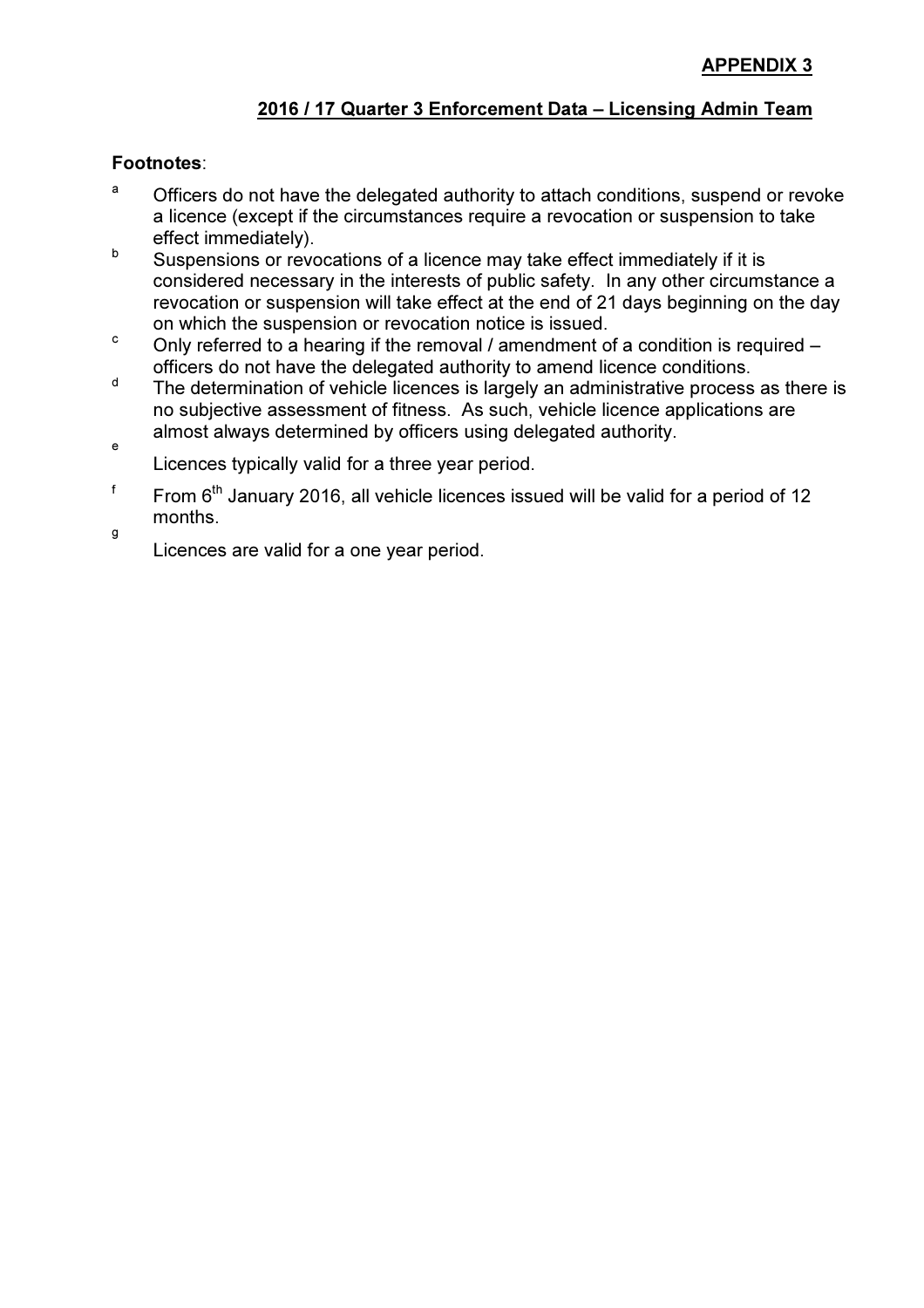**APPENDIX 3**

**2016 / 17 Quarter 3 Enforcement Data – Licensing Admin Team**

**Footnotes**:

[a] Officers do not have the delegated authority to attach conditions, suspend or revoke a licence (except if the circumstances require a revocation or suspension to take effect immediately).

[b] Suspensions or revocations of a licence may take effect immediately if it is considered necessary in the interests of public safety. In any other circumstance a revocation or suspension will take effect at the end of 21 days beginning on the day on which the suspension or revocation notice is issued.

[c] Only referred to a hearing if the removal / amendment of a condition is required – officers do not have the delegated authority to amend licence conditions.

[d] The determination of vehicle licences is largely an administrative process as there is no subjective assessment of fitness. As such, vehicle licence applications are almost always determined by officers using delegated authority.

[e] Licences typically valid for a three year period.

[f] From 6th January 2016, all vehicle licences issued will be valid for a period of 12 months.

[g] Licences are valid for a one year period.